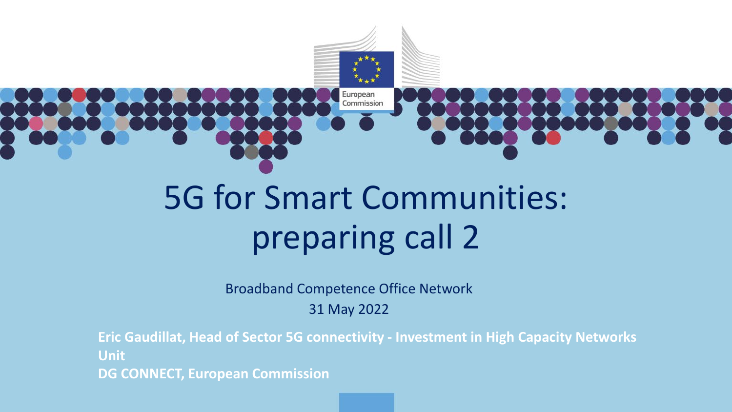# 5G for Smart Communities: preparing call 2

Broadband Competence Office Network

31 May 2022

**Eric Gaudillat, Head of Sector 5G connectivity - Investment in High Capacity Networks Unit**

**DG CONNECT, European Commission**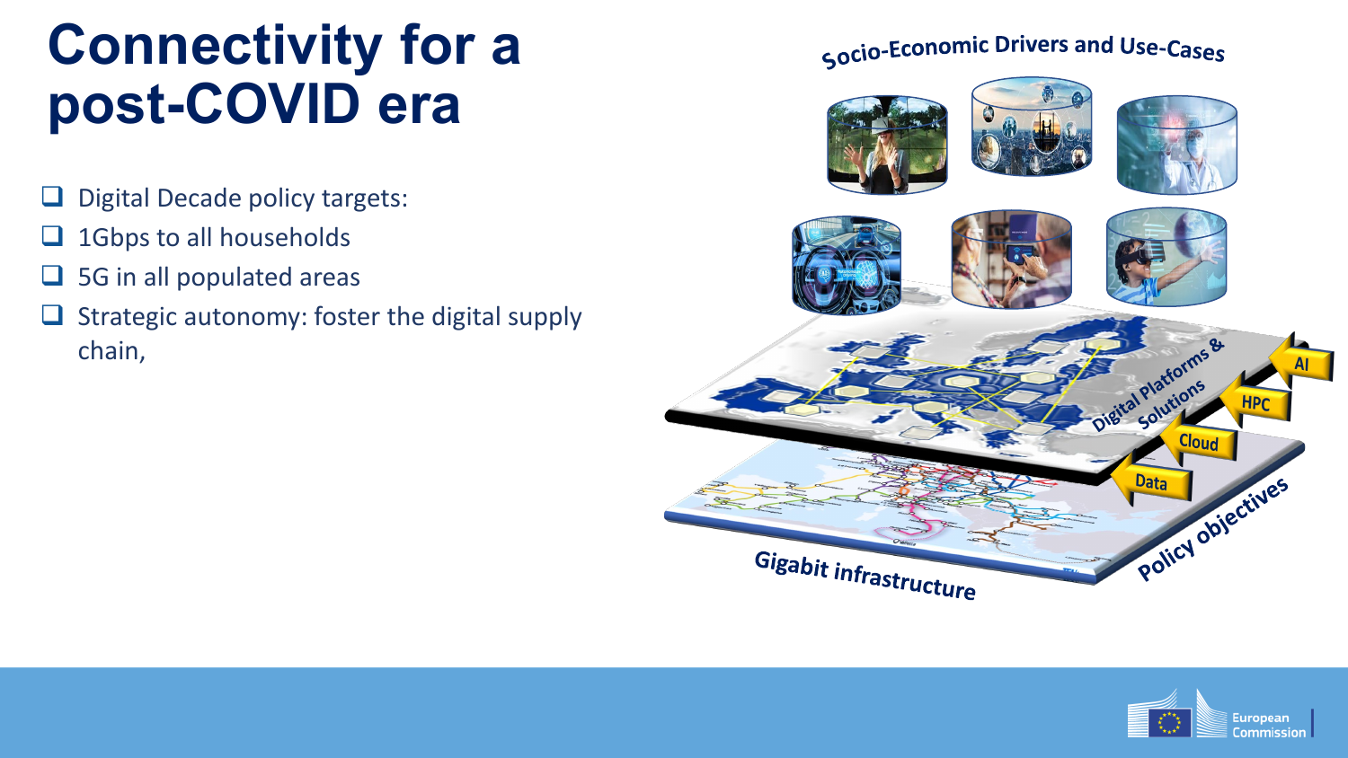# Connectivity for a post-COVID era

- Digital Decade policy targets:
- 1Gbps to all households
- 5G in all populated areas
- Strategic autonomy: foster the digital supply chain,

Socio-Economic Drivers and Use-Cases

Digital Platforms & Solutions

AI

HPC

Cloud

Data

Policy objectives

Gigabit infrastructure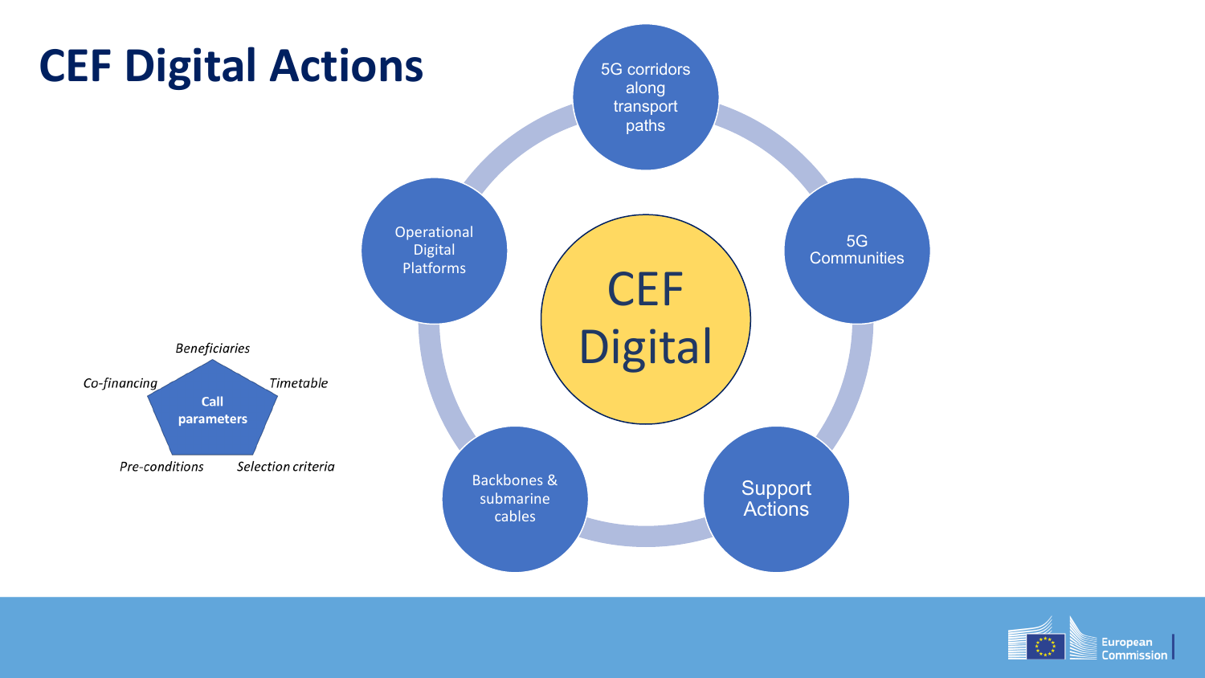# CEF Digital Actions

**CEF Digital**

- 5G corridors along transport paths
- 5G Communities
- Support Actions
- Backbones & submarine cables
- Operational Digital Platforms

**Call parameters**

- *Beneficiaries*
- *Timetable*
- *Selection criteria*
- *Pre-conditions*
- *Co-financing*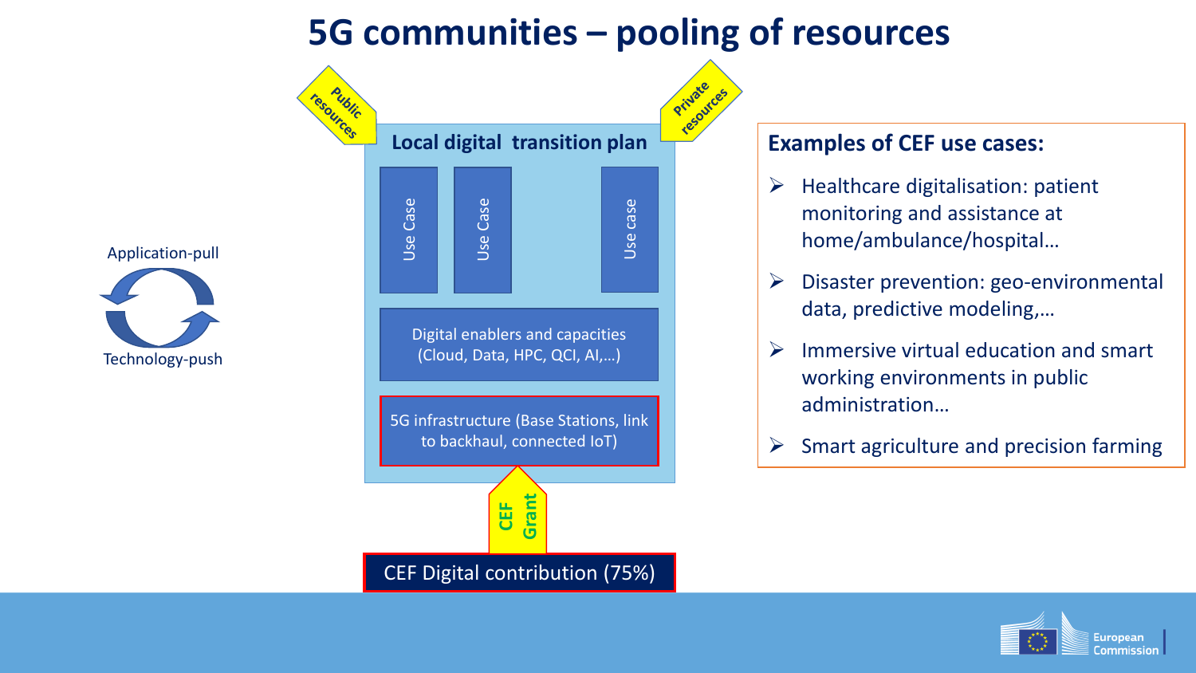# 5G communities – pooling of resources

Application-pull

Technology-push

Public resources

Private resources

**Local digital transition plan**

- Use Case
- Use Case
- Use case

Digital enablers and capacities (Cloud, Data, HPC, QCI, AI,…)

5G infrastructure (Base Stations, link to backhaul, connected IoT)

CEF Grant

CEF Digital contribution (75%)

## Examples of CEF use cases:

- Healthcare digitalisation: patient monitoring and assistance at home/ambulance/hospital…
- Disaster prevention: geo-environmental data, predictive modeling,…
- Immersive virtual education and smart working environments in public administration…
- Smart agriculture and precision farming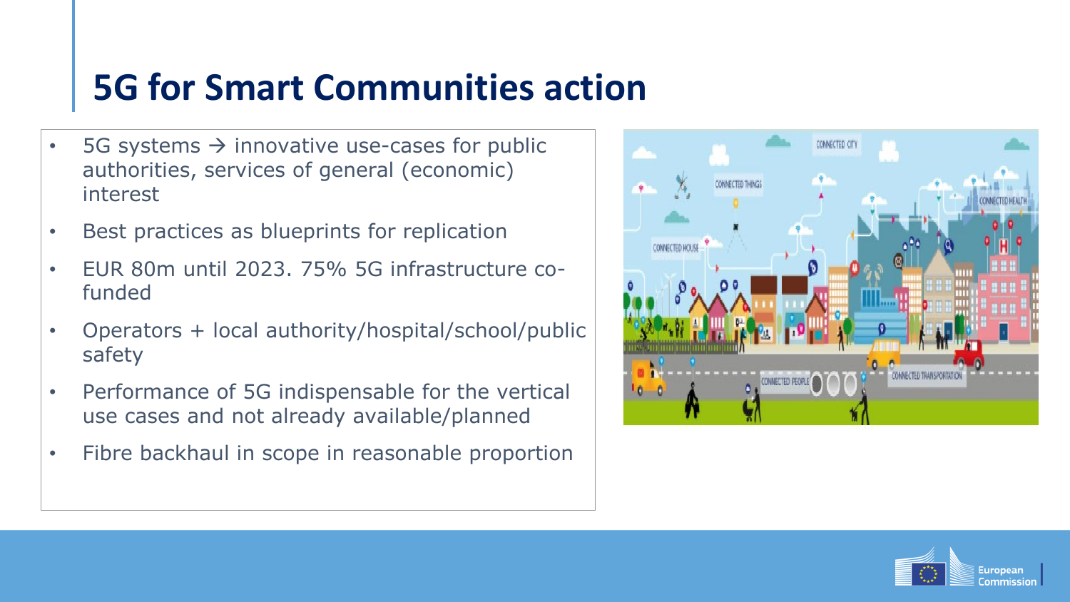# 5G for Smart Communities action

- 5G systems → innovative use-cases for public authorities, services of general (economic) interest
- Best practices as blueprints for replication
- EUR 80m until 2023. 75% 5G infrastructure co-funded
- Operators + local authority/hospital/school/public safety
- Performance of 5G indispensable for the vertical use cases and not already available/planned
- Fibre backhaul in scope in reasonable proportion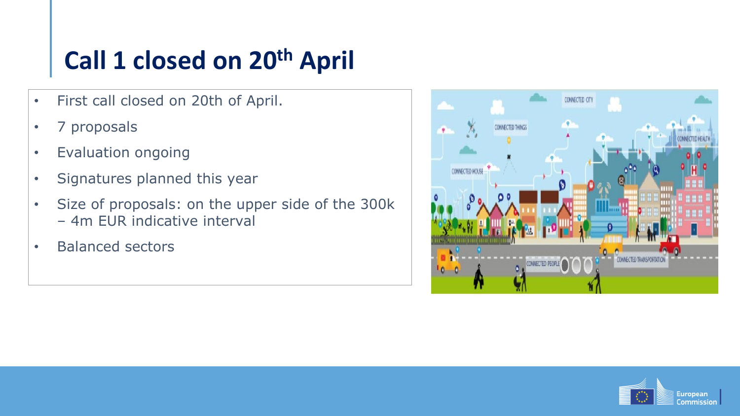# Call 1 closed on 20th April

- First call closed on 20th of April.
- 7 proposals
- Evaluation ongoing
- Signatures planned this year
- Size of proposals: on the upper side of the 300k – 4m EUR indicative interval
- Balanced sectors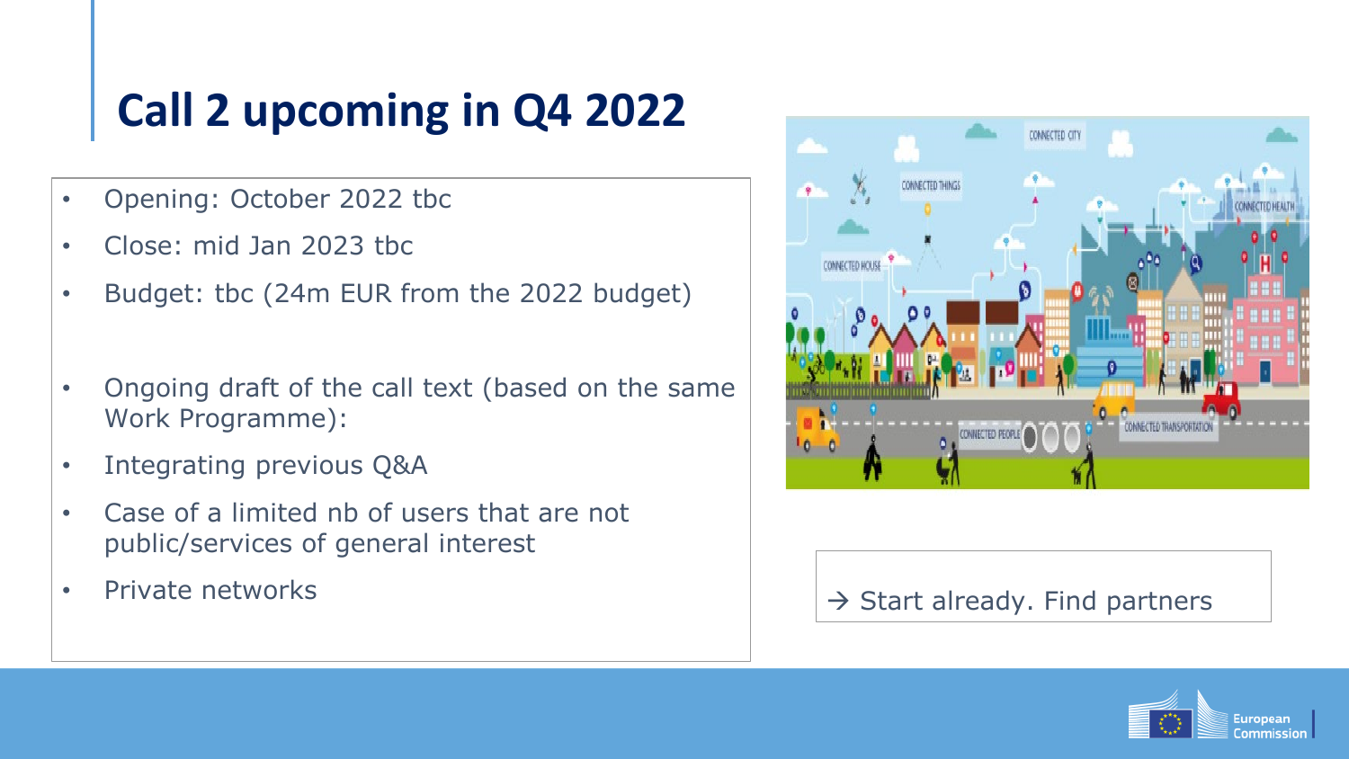# Call 2 upcoming in Q4 2022

- Opening: October 2022 tbc
- Close: mid Jan 2023 tbc
- Budget: tbc (24m EUR from the 2022 budget)

- Ongoing draft of the call text (based on the same Work Programme):
- Integrating previous Q&A
- Case of a limited nb of users that are not public/services of general interest
- Private networks

→ Start already. Find partners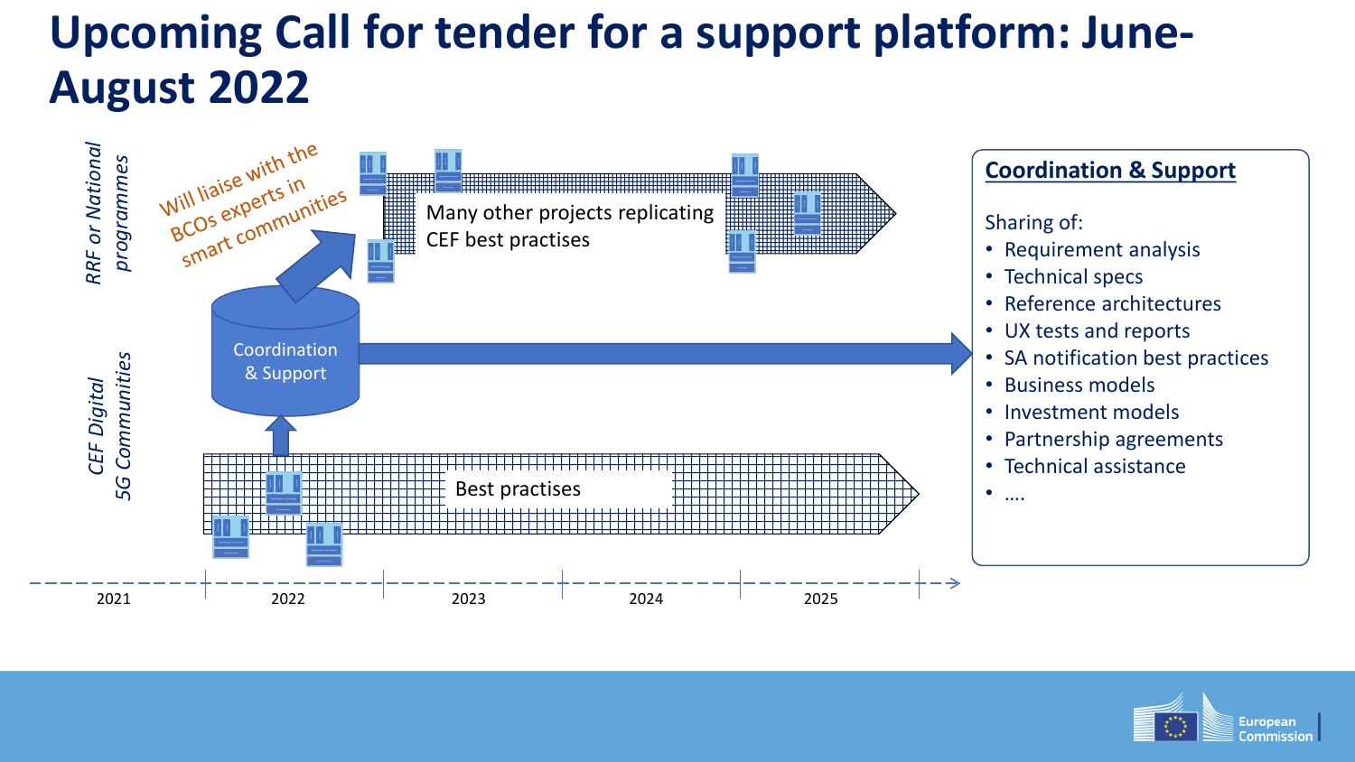# Upcoming Call for tender for a support platform: June-August 2022

*RRF or National programmes*

Will liaise with the BCOs experts in smart communities

Many other projects replicating CEF best practises

Coordination & Support

*CEF Digital 5G Communities*

Best practises

2021 2022 2023 2024 2025

## Coordination & Support

Sharing of:

- Requirement analysis
- Technical specs
- Reference architectures
- UX tests and reports
- SA notification best practices
- Business models
- Investment models
- Partnership agreements
- Technical assistance
- ….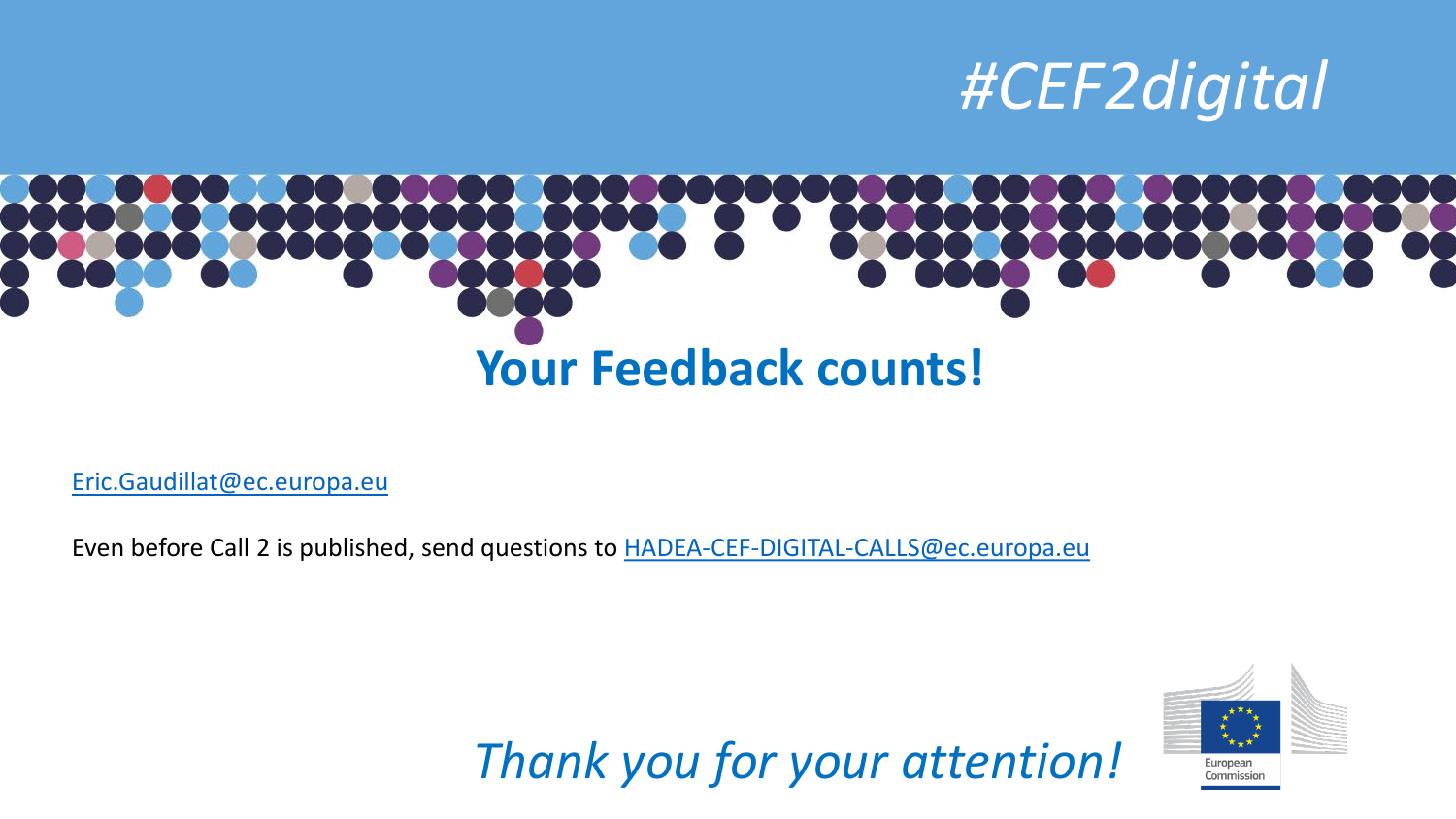*#CEF2digital*

# Your Feedback counts!

[Eric.Gaudillat@ec.europa.eu](mailto:Eric.Gaudillat@ec.europa.eu)

Even before Call 2 is published, send questions to [HADEA-CEF-DIGITAL-CALLS@ec.europa.eu](mailto:HADEA-CEF-DIGITAL-CALLS@ec.europa.eu)

*Thank you for your attention!*

European Commission